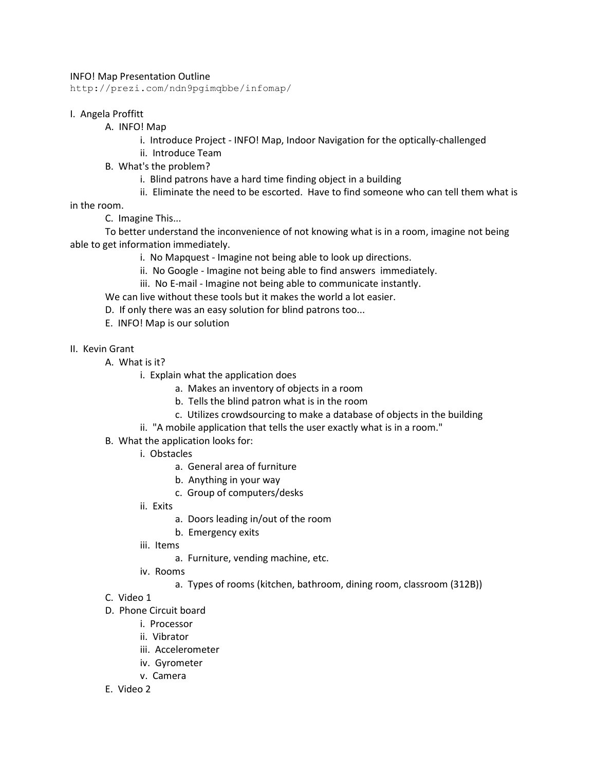INFO! Map Presentation Outline

http://prezi.com/ndn9pgimqbbe/infomap/

I. Angela Proffitt

- A. INFO! Map
  - i. Introduce Project - INFO! Map, Indoor Navigation for the optically-challenged
  - ii. Introduce Team
- B. What's the problem?
  - i. Blind patrons have a hard time finding object in a building
  - ii. Eliminate the need to be escorted. Have to find someone who can tell them what is in the room.
- C. Imagine This...

  To better understand the inconvenience of not knowing what is in a room, imagine not being able to get information immediately.
  - i. No Mapquest - Imagine not being able to look up directions.
  - ii. No Google - Imagine not being able to find answers immediately.
  - iii. No E-mail - Imagine not being able to communicate instantly.

  We can live without these tools but it makes the world a lot easier.
- D. If only there was an easy solution for blind patrons too...
- E. INFO! Map is our solution

II. Kevin Grant

- A. What is it?
  - i. Explain what the application does
    - a. Makes an inventory of objects in a room
    - b. Tells the blind patron what is in the room
    - c. Utilizes crowdsourcing to make a database of objects in the building
  - ii. "A mobile application that tells the user exactly what is in a room."
- B. What the application looks for:
  - i. Obstacles
    - a. General area of furniture
    - b. Anything in your way
    - c. Group of computers/desks
  - ii. Exits
    - a. Doors leading in/out of the room
    - b. Emergency exits
  - iii. Items
    - a. Furniture, vending machine, etc.
  - iv. Rooms
    - a. Types of rooms (kitchen, bathroom, dining room, classroom (312B))
- C. Video 1
- D. Phone Circuit board
  - i. Processor
  - ii. Vibrator
  - iii. Accelerometer
  - iv. Gyrometer
  - v. Camera
- E. Video 2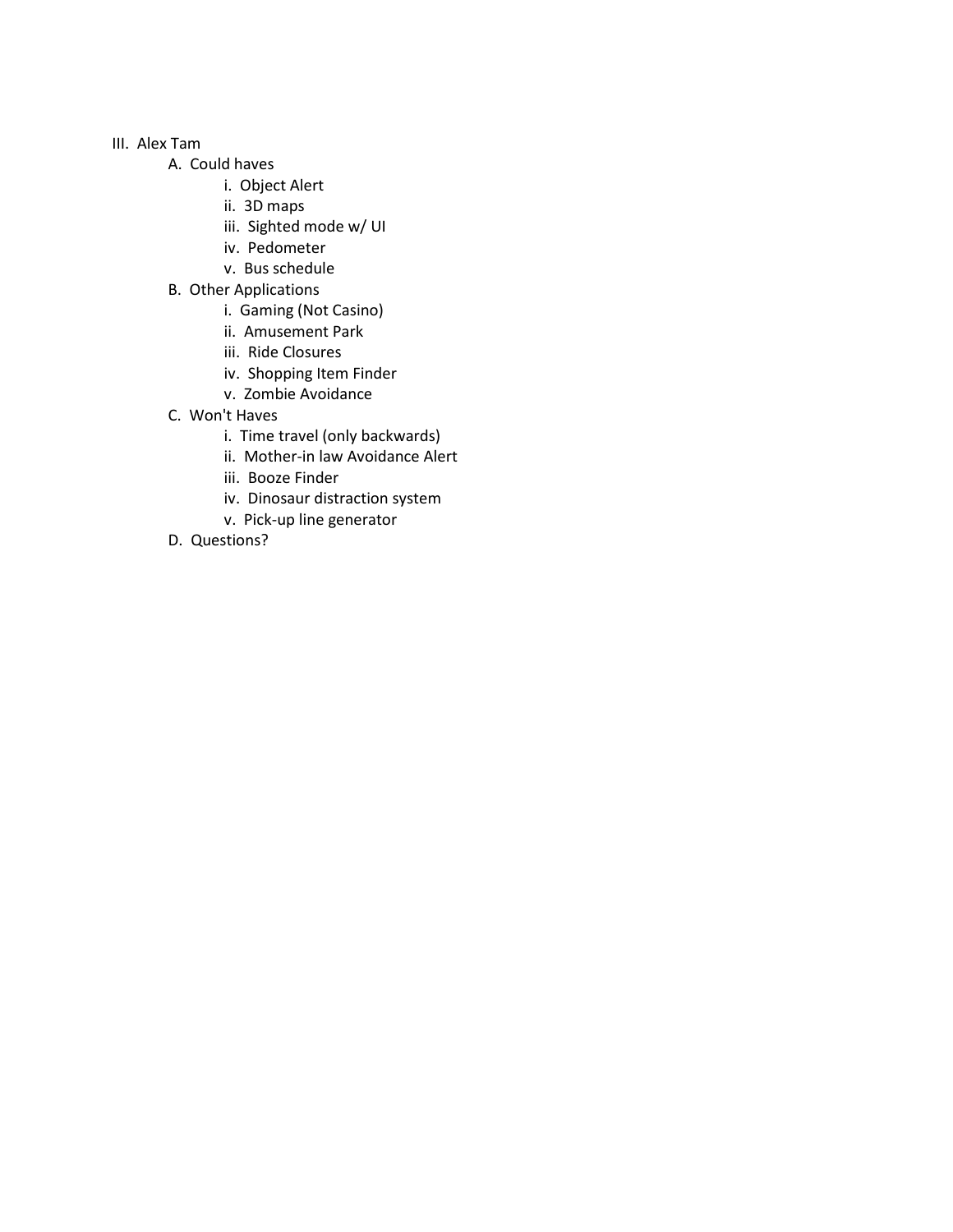III. Alex Tam
   A. Could haves
      i. Object Alert
      ii. 3D maps
      iii. Sighted mode w/ UI
      iv. Pedometer
      v. Bus schedule
   B. Other Applications
      i. Gaming (Not Casino)
      ii. Amusement Park
      iii. Ride Closures
      iv. Shopping Item Finder
      v. Zombie Avoidance
   C. Won't Haves
      i. Time travel (only backwards)
      ii. Mother-in law Avoidance Alert
      iii. Booze Finder
      iv. Dinosaur distraction system
      v. Pick-up line generator
   D. Questions?